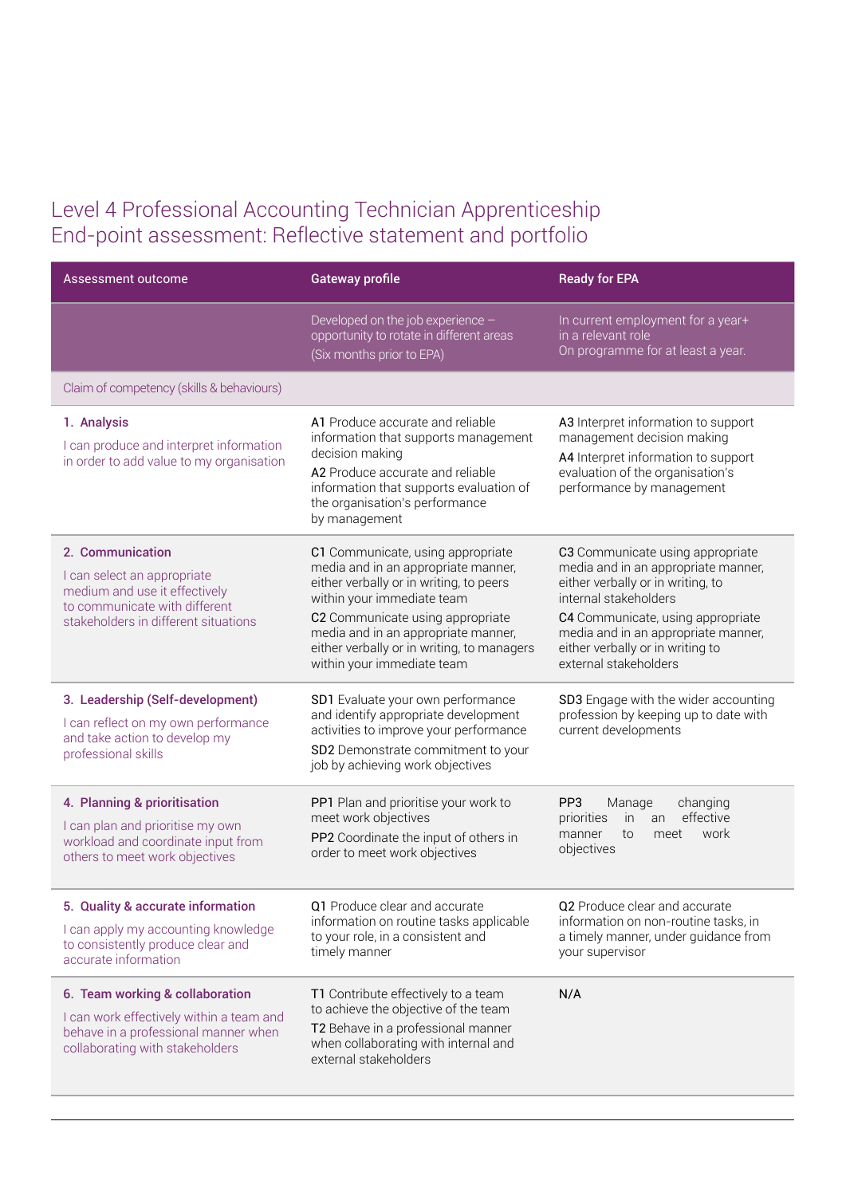# Level 4 Professional Accounting Technician Apprenticeship
# End-point assessment: Reflective statement and portfolio

| Assessment outcome | Gateway profile | Ready for EPA |
|---|---|---|
| | Developed on the job experience – opportunity to rotate in different areas (Six months prior to EPA) | In current employment for a year+ in a relevant role On programme for at least a year. |
| Claim of competency (skills & behaviours) | | |
| **1. Analysis** I can produce and interpret information in order to add value to my organisation | **A1** Produce accurate and reliable information that supports management decision making **A2** Produce accurate and reliable information that supports evaluation of the organisation's performance by management | **A3** Interpret information to support management decision making **A4** Interpret information to support evaluation of the organisation's performance by management |
| **2. Communication** I can select an appropriate medium and use it effectively to communicate with different stakeholders in different situations | **C1** Communicate, using appropriate media and in an appropriate manner, either verbally or in writing, to peers within your immediate team **C2** Communicate using appropriate media and in an appropriate manner, either verbally or in writing, to managers within your immediate team | **C3** Communicate using appropriate media and in an appropriate manner, either verbally or in writing, to internal stakeholders **C4** Communicate, using appropriate media and in an appropriate manner, either verbally or in writing to external stakeholders |
| **3. Leadership (Self-development)** I can reflect on my own performance and take action to develop my professional skills | **SD1** Evaluate your own performance and identify appropriate development activities to improve your performance **SD2** Demonstrate commitment to your job by achieving work objectives | **SD3** Engage with the wider accounting profession by keeping up to date with current developments |
| **4. Planning & prioritisation** I can plan and prioritise my own workload and coordinate input from others to meet work objectives | **PP1** Plan and prioritise your work to meet work objectives **PP2** Coordinate the input of others in order to meet work objectives | **PP3** Manage changing priorities in an effective manner to meet work objectives |
| **5. Quality & accurate information** I can apply my accounting knowledge to consistently produce clear and accurate information | **Q1** Produce clear and accurate information on routine tasks applicable to your role, in a consistent and timely manner | **Q2** Produce clear and accurate information on non-routine tasks, in a timely manner, under guidance from your supervisor |
| **6. Team working & collaboration** I can work effectively within a team and behave in a professional manner when collaborating with stakeholders | **T1** Contribute effectively to a team to achieve the objective of the team **T2** Behave in a professional manner when collaborating with internal and external stakeholders | N/A |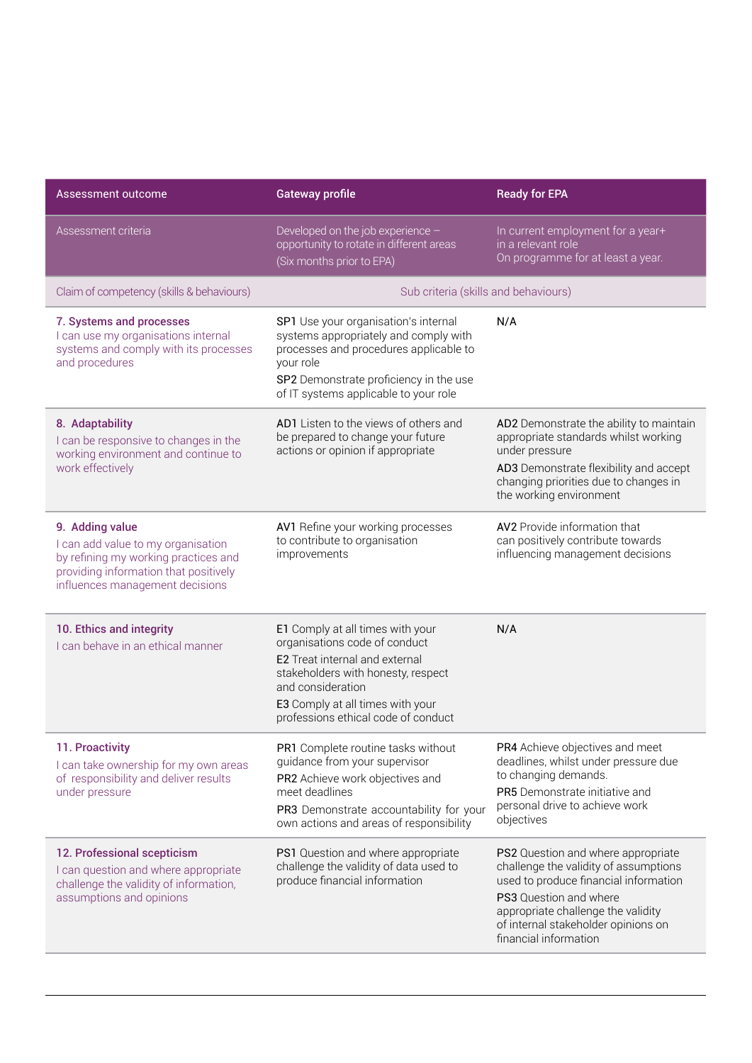| Assessment outcome | Gateway profile | Ready for EPA |
|---|---|---|
| Assessment criteria | Developed on the job experience – opportunity to rotate in different areas (Six months prior to EPA) | In current employment for a year+ in a relevant role On programme for at least a year. |
| Claim of competency (skills & behaviours) | Sub criteria (skills and behaviours) | |
| **7. Systems and processes** I can use my organisations internal systems and comply with its processes and procedures | **SP1** Use your organisation's internal systems appropriately and comply with processes and procedures applicable to your role **SP2** Demonstrate proficiency in the use of IT systems applicable to your role | N/A |
| **8. Adaptability** I can be responsive to changes in the working environment and continue to work effectively | **AD1** Listen to the views of others and be prepared to change your future actions or opinion if appropriate | **AD2** Demonstrate the ability to maintain appropriate standards whilst working under pressure **AD3** Demonstrate flexibility and accept changing priorities due to changes in the working environment |
| **9. Adding value** I can add value to my organisation by refining my working practices and providing information that positively influences management decisions | **AV1** Refine your working processes to contribute to organisation improvements | **AV2** Provide information that can positively contribute towards influencing management decisions |
| **10. Ethics and integrity** I can behave in an ethical manner | **E1** Comply at all times with your organisations code of conduct **E2** Treat internal and external stakeholders with honesty, respect and consideration **E3** Comply at all times with your professions ethical code of conduct | N/A |
| **11. Proactivity** I can take ownership for my own areas of responsibility and deliver results under pressure | **PR1** Complete routine tasks without guidance from your supervisor **PR2** Achieve work objectives and meet deadlines **PR3** Demonstrate accountability for your own actions and areas of responsibility | **PR4** Achieve objectives and meet deadlines, whilst under pressure due to changing demands. **PR5** Demonstrate initiative and personal drive to achieve work objectives |
| **12. Professional scepticism** I can question and where appropriate challenge the validity of information, assumptions and opinions | **PS1** Question and where appropriate challenge the validity of data used to produce financial information | **PS2** Question and where appropriate challenge the validity of assumptions used to produce financial information **PS3** Question and where appropriate challenge the validity of internal stakeholder opinions on financial information |